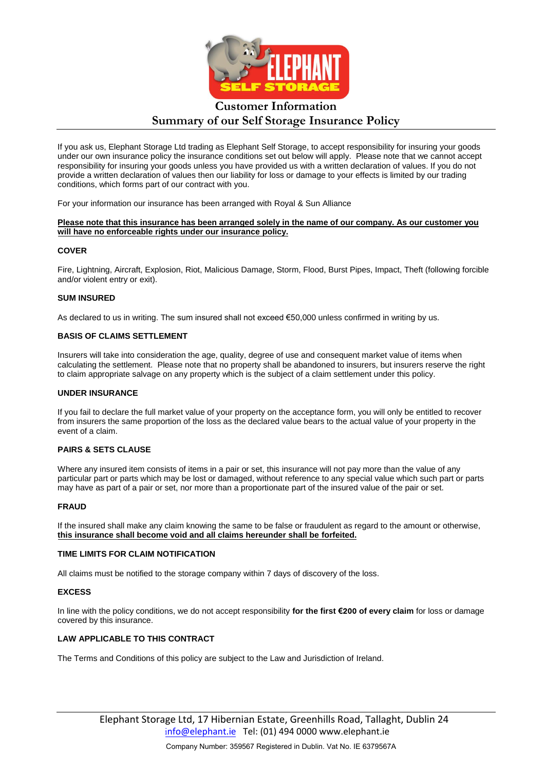# Customer Information

## Summary of our Self Storage Insurance Policy

If you ask us, Elephant Storage Ltd trading as Elephant Self Storage, to accept responsibility for insuring your goods under our own insurance policy the insurance conditions set out below will apply. Please note that we cannot accept responsibility for insuring your goods unless you have provided us with a written declaration of values. If you do not provide a written declaration of values then our liability for loss or damage to your effects is limited by our trading conditions, which forms part of our contract with you.

For your information our insurance has been arranged with Royal & Sun Alliance

**Please note that this insurance has been arranged solely in the name of our company. As our customer you will have no enforceable rights under our insurance policy.**

### COVER

Fire, Lightning, Aircraft, Explosion, Riot, Malicious Damage, Storm, Flood, Burst Pipes, Impact, Theft (following forcible and/or violent entry or exit).

### SUM INSURED

As declared to us in writing. The sum insured shall not exceed €50,000 unless confirmed in writing by us.

### BASIS OF CLAIMS SETTLEMENT

Insurers will take into consideration the age, quality, degree of use and consequent market value of items when calculating the settlement. Please note that no property shall be abandoned to insurers, but insurers reserve the right to claim appropriate salvage on any property which is the subject of a claim settlement under this policy.

### UNDER INSURANCE

If you fail to declare the full market value of your property on the acceptance form, you will only be entitled to recover from insurers the same proportion of the loss as the declared value bears to the actual value of your property in the event of a claim.

### PAIRS & SETS CLAUSE

Where any insured item consists of items in a pair or set, this insurance will not pay more than the value of any particular part or parts which may be lost or damaged, without reference to any special value which such part or parts may have as part of a pair or set, nor more than a proportionate part of the insured value of the pair or set.

### FRAUD

If the insured shall make any claim knowing the same to be false or fraudulent as regard to the amount or otherwise, **this insurance shall become void and all claims hereunder shall be forfeited.**

### TIME LIMITS FOR CLAIM NOTIFICATION

All claims must be notified to the storage company within 7 days of discovery of the loss.

### EXCESS

In line with the policy conditions, we do not accept responsibility **for the first €200 of every claim** for loss or damage covered by this insurance.

### LAW APPLICABLE TO THIS CONTRACT

The Terms and Conditions of this policy are subject to the Law and Jurisdiction of Ireland.

Elephant Storage Ltd, 17 Hibernian Estate, Greenhills Road, Tallaght, Dublin 24
info@elephant.ie Tel: (01) 494 0000 www.elephant.ie
Company Number: 359567 Registered in Dublin. Vat No. IE 6379567A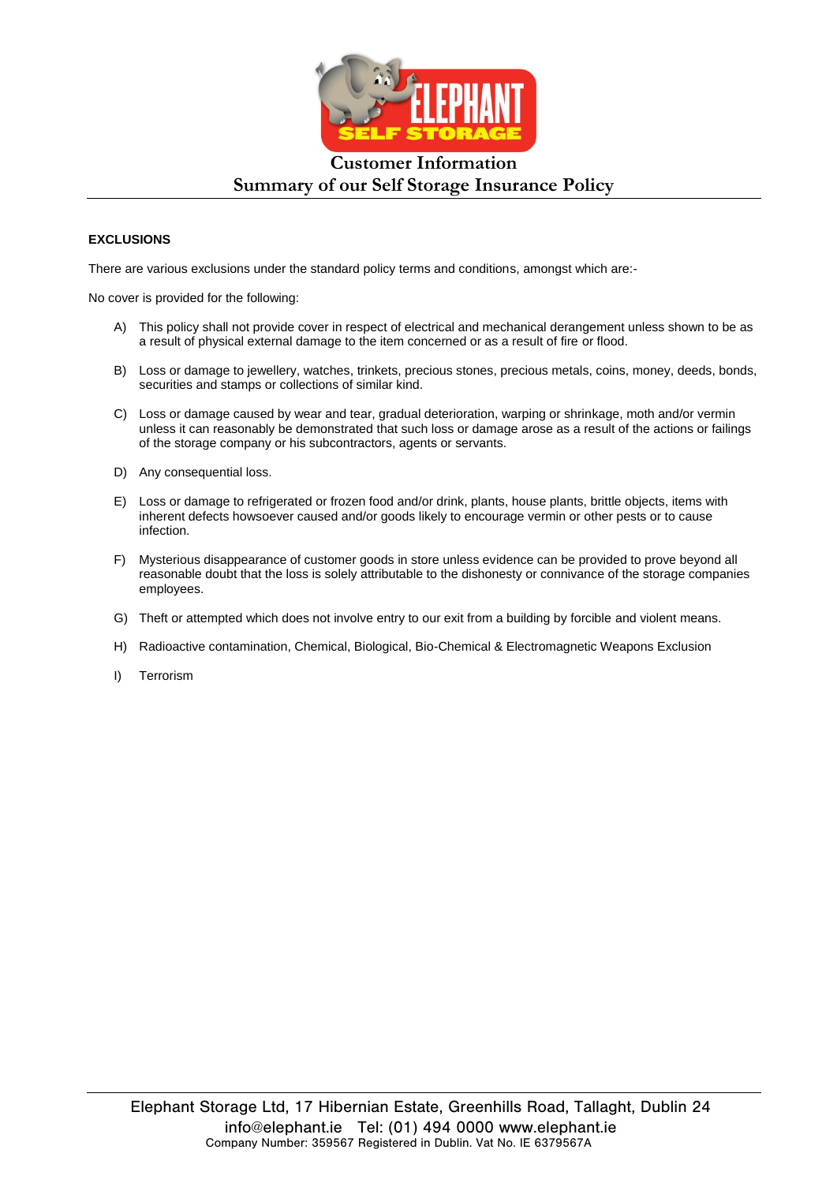**Customer Information**
**Summary of our Self Storage Insurance Policy**

---

**EXCLUSIONS**

There are various exclusions under the standard policy terms and conditions, amongst which are:-

No cover is provided for the following:

A) This policy shall not provide cover in respect of electrical and mechanical derangement unless shown to be as a result of physical external damage to the item concerned or as a result of fire or flood.

B) Loss or damage to jewellery, watches, trinkets, precious stones, precious metals, coins, money, deeds, bonds, securities and stamps or collections of similar kind.

C) Loss or damage caused by wear and tear, gradual deterioration, warping or shrinkage, moth and/or vermin unless it can reasonably be demonstrated that such loss or damage arose as a result of the actions or failings of the storage company or his subcontractors, agents or servants.

D) Any consequential loss.

E) Loss or damage to refrigerated or frozen food and/or drink, plants, house plants, brittle objects, items with inherent defects howsoever caused and/or goods likely to encourage vermin or other pests or to cause infection.

F) Mysterious disappearance of customer goods in store unless evidence can be provided to prove beyond all reasonable doubt that the loss is solely attributable to the dishonesty or connivance of the storage companies employees.

G) Theft or attempted which does not involve entry to our exit from a building by forcible and violent means.

H) Radioactive contamination, Chemical, Biological, Bio-Chemical & Electromagnetic Weapons Exclusion

I) Terrorism

---

Elephant Storage Ltd, 17 Hibernian Estate, Greenhills Road, Tallaght, Dublin 24
info@elephant.ie Tel: (01) 494 0000 www.elephant.ie
Company Number: 359567 Registered in Dublin. Vat No. IE 6379567A